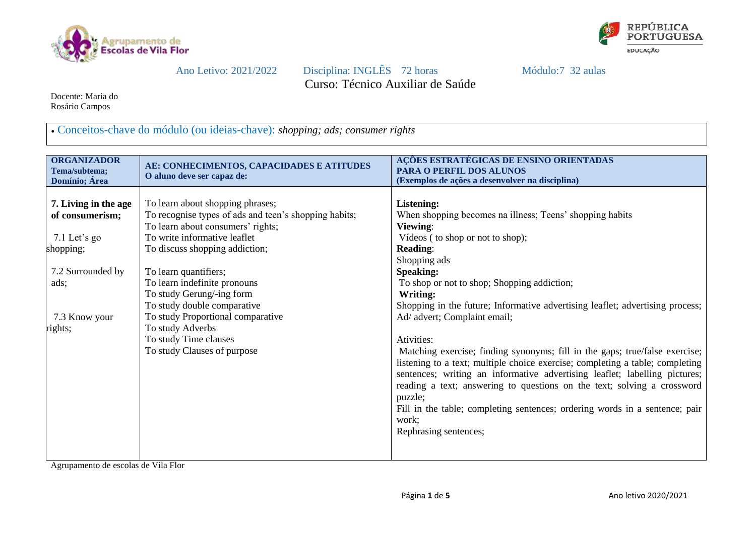Agrupamento de Escolas de Vila Flor

REPÚBLICA PORTUGUESA EDUCAÇÃO

Ano Letivo: 2021/2022 Disciplina: INGLÊS 72 horas Módulo:7 32 aulas

Curso: Técnico Auxiliar de Saúde

Docente: Maria do Rosário Campos

- Conceitos-chave do módulo (ou ideias-chave): *shopping; ads; consumer rights*

| **ORGANIZADOR Tema/subtema; Domínio; Área** | **AE: CONHECIMENTOS, CAPACIDADES E ATITUDES O aluno deve ser capaz de:** | **AÇÕES ESTRATÉGICAS DE ENSINO ORIENTADAS PARA O PERFIL DOS ALUNOS (Exemplos de ações a desenvolver na disciplina)** |
|---|---|---|
| **7. Living in the age of consumerism;**<br><br>7.1 Let's go shopping;<br><br>7.2 Surrounded by ads;<br><br>7.3 Know your rights; | To learn about shopping phrases;<br>To recognise types of ads and teen's shopping habits;<br>To learn about consumers' rights;<br>To write informative leaflet<br>To discuss shopping addiction;<br><br>To learn quantifiers;<br>To learn indefinite pronouns<br>To study Gerung/-ing form<br>To study double comparative<br>To study Proportional comparative<br>To study Adverbs<br>To study Time clauses<br>To study Clauses of purpose | **Listening:**<br>When shopping becomes na illness; Teens' shopping habits<br>**Viewing**:<br>Vídeos ( to shop or not to shop);<br>**Reading**:<br>Shopping ads<br>**Speaking:**<br>To shop or not to shop; Shopping addiction;<br>**Writing:**<br>Shopping in the future; Informative advertising leaflet; advertising process; Ad/ advert; Complaint email;<br><br>Ativities:<br>Matching exercise; finding synonyms; fill in the gaps; true/false exercise; listening to a text; multiple choice exercise; completing a table; completing sentences; writing an informative advertising leaflet; labelling pictures; reading a text; answering to questions on the text; solving a crossword puzzle;<br>Fill in the table; completing sentences; ordering words in a sentence; pair work;<br>Rephrasing sentences; |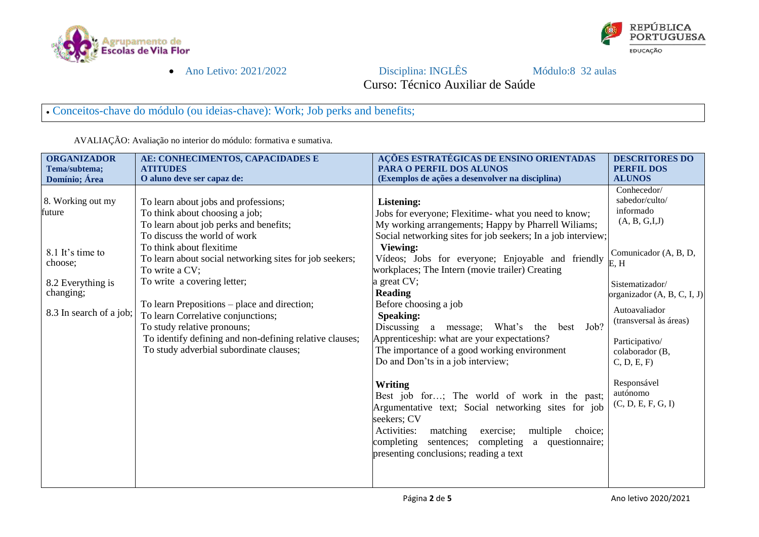- Ano Letivo: 2021/2022 Disciplina: INGLÊS Módulo:8 32 aulas

Curso: Técnico Auxiliar de Saúde

- Conceitos-chave do módulo (ou ideias-chave): Work; Job perks and benefits;

AVALIAÇÃO: Avaliação no interior do módulo: formativa e sumativa.

| **ORGANIZADOR** Tema/subtema; Domínio; Área | **AE: CONHECIMENTOS, CAPACIDADES E ATITUDES** O aluno deve ser capaz de: | **AÇÕES ESTRATÉGICAS DE ENSINO ORIENTADAS PARA O PERFIL DOS ALUNOS** (Exemplos de ações a desenvolver na disciplina) | **DESCRITORES DO PERFIL DOS ALUNOS** |
|---|---|---|---|
| 8. Working out my future<br><br>8.1 It's time to choose;<br><br>8.2 Everything is changing;<br><br>8.3 In search of a job; | To learn about jobs and professions;<br>To think about choosing a job;<br>To learn about job perks and benefits;<br>To discuss the world of work<br>To think about flexitime<br>To learn about social networking sites for job seekers;<br>To write a CV;<br>To write a covering letter;<br><br>To learn Prepositions – place and direction;<br>To learn Correlative conjunctions;<br>To study relative pronouns;<br>To identify defining and non-defining relative clauses;<br>To study adverbial subordinate clauses; | **Listening:**<br>Jobs for everyone; Flexitime- what you need to know; My working arrangements; Happy by Pharrell Wiliams; Social networking sites for job seekers; In a job interview;<br>**Viewing:**<br>Vídeos; Jobs for everyone; Enjoyable and friendly workplaces; The Intern (movie trailer) Creating a great CV;<br>**Reading**<br>Before choosing a job<br>**Speaking:**<br>Discussing a message; What's the best Job? Apprenticeship: what are your expectations?<br>The importance of a good working environment<br>Do and Don'ts in a job interview;<br><br>**Writing**<br>Best job for…; The world of work in the past; Argumentative text; Social networking sites for job seekers; CV<br>Activities: matching exercise; multiple choice; completing sentences; completing a questionnaire; presenting conclusions; reading a text | Conhecedor/ sabedor/culto/ informado (A, B, G,I,J)<br><br>Comunicador (A, B, D, E, H<br><br>Sistematizador/ organizador (A, B, C, I, J)<br><br>Autoavaliador (transversal às áreas)<br><br>Participativo/ colaborador (B, C, D, E, F)<br><br>Responsável autónomo (C, D, E, F, G, I) |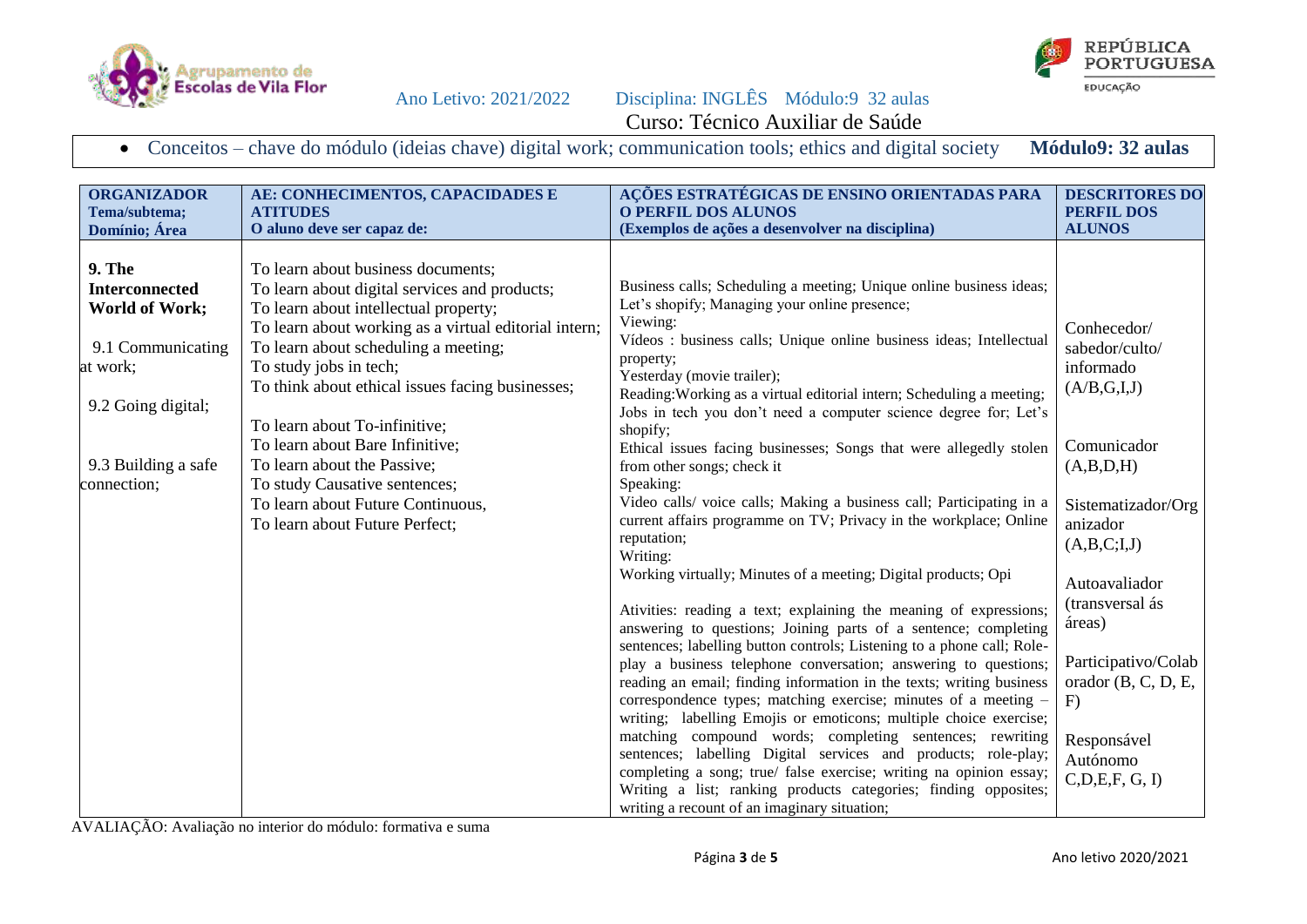Ano Letivo: 2021/2022 Disciplina: INGLÊS Módulo:9 32 aulas

Curso: Técnico Auxiliar de Saúde

- Conceitos – chave do módulo (ideias chave) digital work; communication tools; ethics and digital society **Módulo9: 32 aulas**

| **ORGANIZADOR Tema/subtema; Domínio; Área** | **AE: CONHECIMENTOS, CAPACIDADES E ATITUDES O aluno deve ser capaz de:** | **AÇÕES ESTRATÉGICAS DE ENSINO ORIENTADAS PARA O PERFIL DOS ALUNOS (Exemplos de ações a desenvolver na disciplina)** | **DESCRITORES DO PERFIL DOS ALUNOS** |
|---|---|---|---|
| **9. The Interconnected World of Work;**<br><br>9.1 Communicating at work;<br><br>9.2 Going digital;<br><br>9.3 Building a safe connection; | To learn about business documents;<br>To learn about digital services and products;<br>To learn about intellectual property;<br>To learn about working as a virtual editorial intern;<br>To learn about scheduling a meeting;<br>To study jobs in tech;<br>To think about ethical issues facing businesses;<br><br>To learn about To-infinitive;<br>To learn about Bare Infinitive;<br>To learn about the Passive;<br>To study Causative sentences;<br>To learn about Future Continuous,<br>To learn about Future Perfect; | Business calls; Scheduling a meeting; Unique online business ideas; Let's shopify; Managing your online presence;<br>Viewing:<br>Vídeos : business calls; Unique online business ideas; Intellectual property;<br>Yesterday (movie trailer);<br>Reading:Working as a virtual editorial intern; Scheduling a meeting; Jobs in tech you don't need a computer science degree for; Let's shopify;<br>Ethical issues facing businesses; Songs that were allegedly stolen from other songs; check it<br>Speaking:<br>Video calls/ voice calls; Making a business call; Participating in a current affairs programme on TV; Privacy in the workplace; Online reputation;<br>Writing:<br>Working virtually; Minutes of a meeting; Digital products; Opi<br><br>Ativities: reading a text; explaining the meaning of expressions; answering to questions; Joining parts of a sentence; completing sentences; labelling button controls; Listening to a phone call; Role-play a business telephone conversation; answering to questions; reading an email; finding information in the texts; writing business correspondence types; matching exercise; minutes of a meeting – writing; labelling Emojis or emoticons; multiple choice exercise; matching compound words; completing sentences; rewriting sentences; labelling Digital services and products; role-play; completing a song; true/ false exercise; writing na opinion essay; Writing a list; ranking products categories; finding opposites; writing a recount of an imaginary situation; | Conhecedor/ sabedor/culto/ informado (A/B,G,I,J)<br><br>Comunicador (A,B,D,H)<br><br>Sistematizador/Organizador (A,B,C;I,J)<br><br>Autoavaliador (transversal ás áreas)<br><br>Participativo/Colaborador (B, C, D, E, F)<br><br>Responsável Autónomo C,D,E,F, G, I) |

AVALIAÇÃO: Avaliação no interior do módulo: formativa e suma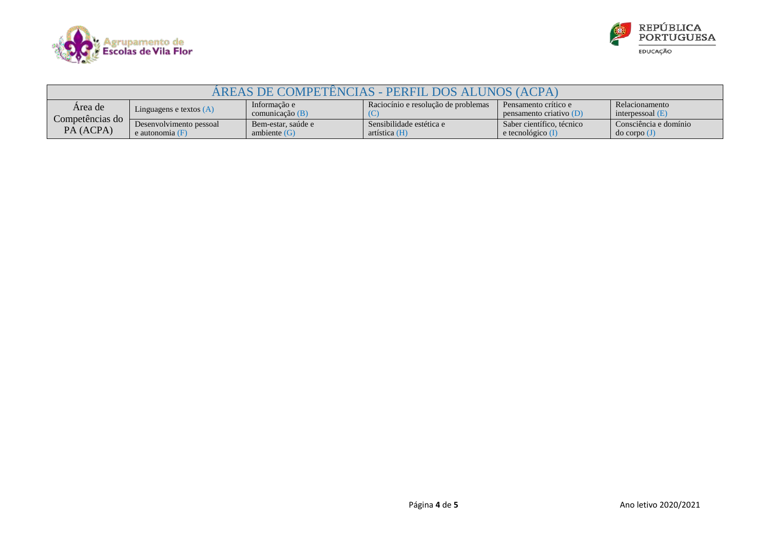| ÁREAS DE COMPETÊNCIAS - PERFIL DOS ALUNOS (ACPA) | | | | | |
|---|---|---|---|---|---|
| Área de Competências do PA (ACPA) | Linguagens e textos (A) | Informação e comunicação (B) | Raciocínio e resolução de problemas (C) | Pensamento crítico e pensamento criativo (D) | Relacionamento interpessoal (E) |
| | Desenvolvimento pessoal e autonomia (F) | Bem-estar, saúde e ambiente (G) | Sensibilidade estética e artística (H) | Saber científico, técnico e tecnológico (I) | Consciência e domínio do corpo (J) |